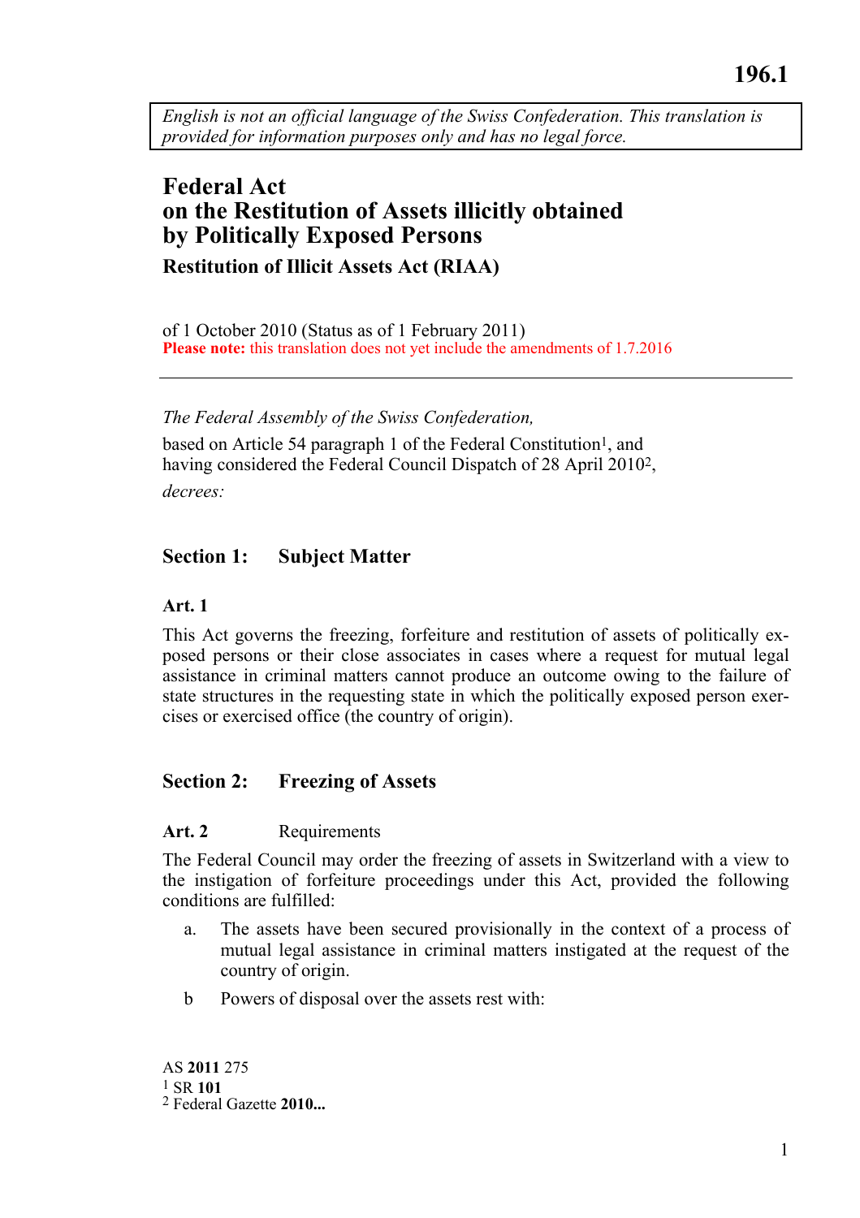196.1

English is not an official language of the Swiss Confederation. This translation is provided for information purposes only and has no legal force.

# Federal Act on the Restitution of Assets illicitly obtained by Politically Exposed Persons

## Restitution of Illicit Assets Act (RIAA)

of 1 October 2010 (Status as of 1 February 2011)

**Please note:** this translation does not yet include the amendments of 1.7.2016

---

*The Federal Assembly of the Swiss Confederation,*

based on Article 54 paragraph 1 of the Federal Constitution[1], and having considered the Federal Council Dispatch of 28 April 2010[2],

*decrees:*

## Section 1: Subject Matter

### Art. 1

This Act governs the freezing, forfeiture and restitution of assets of politically exposed persons or their close associates in cases where a request for mutual legal assistance in criminal matters cannot produce an outcome owing to the failure of state structures in the requesting state in which the politically exposed person exercises or exercised office (the country of origin).

## Section 2: Freezing of Assets

### Art. 2 Requirements

The Federal Council may order the freezing of assets in Switzerland with a view to the instigation of forfeiture proceedings under this Act, provided the following conditions are fulfilled:

a. The assets have been secured provisionally in the context of a process of mutual legal assistance in criminal matters instigated at the request of the country of origin.

b Powers of disposal over the assets rest with:

AS **2011** 275

[1] SR **101**

[2] Federal Gazette **2010...**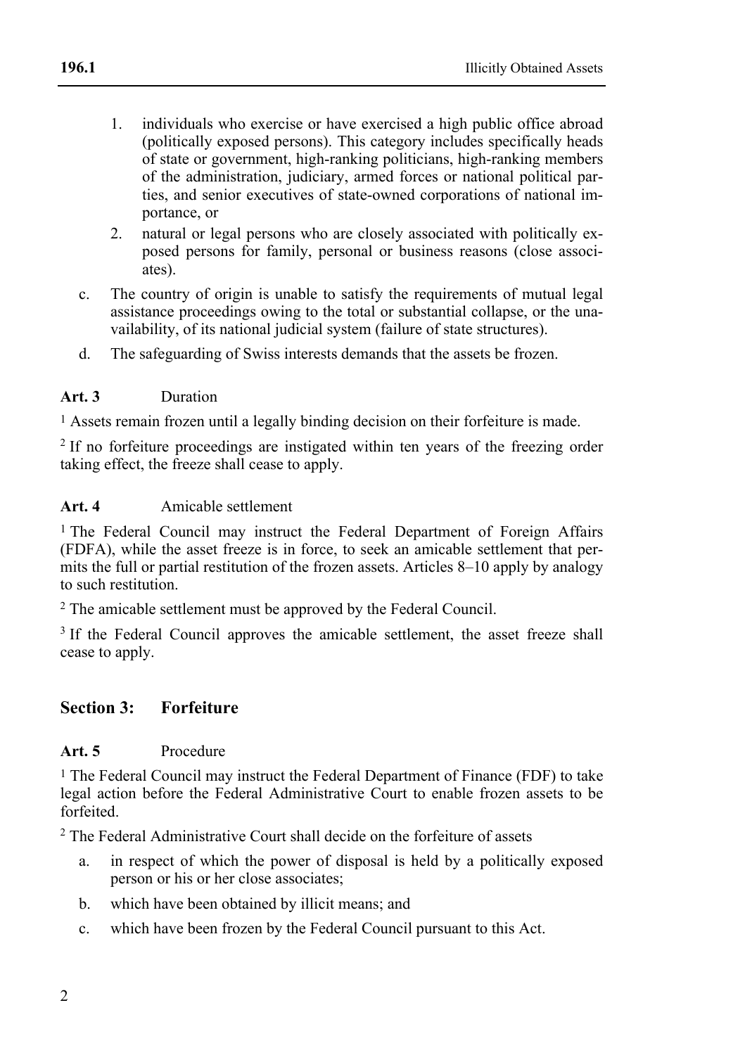1. individuals who exercise or have exercised a high public office abroad (politically exposed persons). This category includes specifically heads of state or government, high-ranking politicians, high-ranking members of the administration, judiciary, armed forces or national political parties, and senior executives of state-owned corporations of national importance, or
2. natural or legal persons who are closely associated with politically exposed persons for family, personal or business reasons (close associates).

c. The country of origin is unable to satisfy the requirements of mutual legal assistance proceedings owing to the total or substantial collapse, or the unavailability, of its national judicial system (failure of state structures).

d. The safeguarding of Swiss interests demands that the assets be frozen.

**Art. 3** Duration

[1] Assets remain frozen until a legally binding decision on their forfeiture is made.

[2] If no forfeiture proceedings are instigated within ten years of the freezing order taking effect, the freeze shall cease to apply.

**Art. 4** Amicable settlement

[1] The Federal Council may instruct the Federal Department of Foreign Affairs (FDFA), while the asset freeze is in force, to seek an amicable settlement that permits the full or partial restitution of the frozen assets. Articles 8–10 apply by analogy to such restitution.

[2] The amicable settlement must be approved by the Federal Council.

[3] If the Federal Council approves the amicable settlement, the asset freeze shall cease to apply.

## Section 3: Forfeiture

**Art. 5** Procedure

[1] The Federal Council may instruct the Federal Department of Finance (FDF) to take legal action before the Federal Administrative Court to enable frozen assets to be forfeited.

[2] The Federal Administrative Court shall decide on the forfeiture of assets

a. in respect of which the power of disposal is held by a politically exposed person or his or her close associates;

b. which have been obtained by illicit means; and

c. which have been frozen by the Federal Council pursuant to this Act.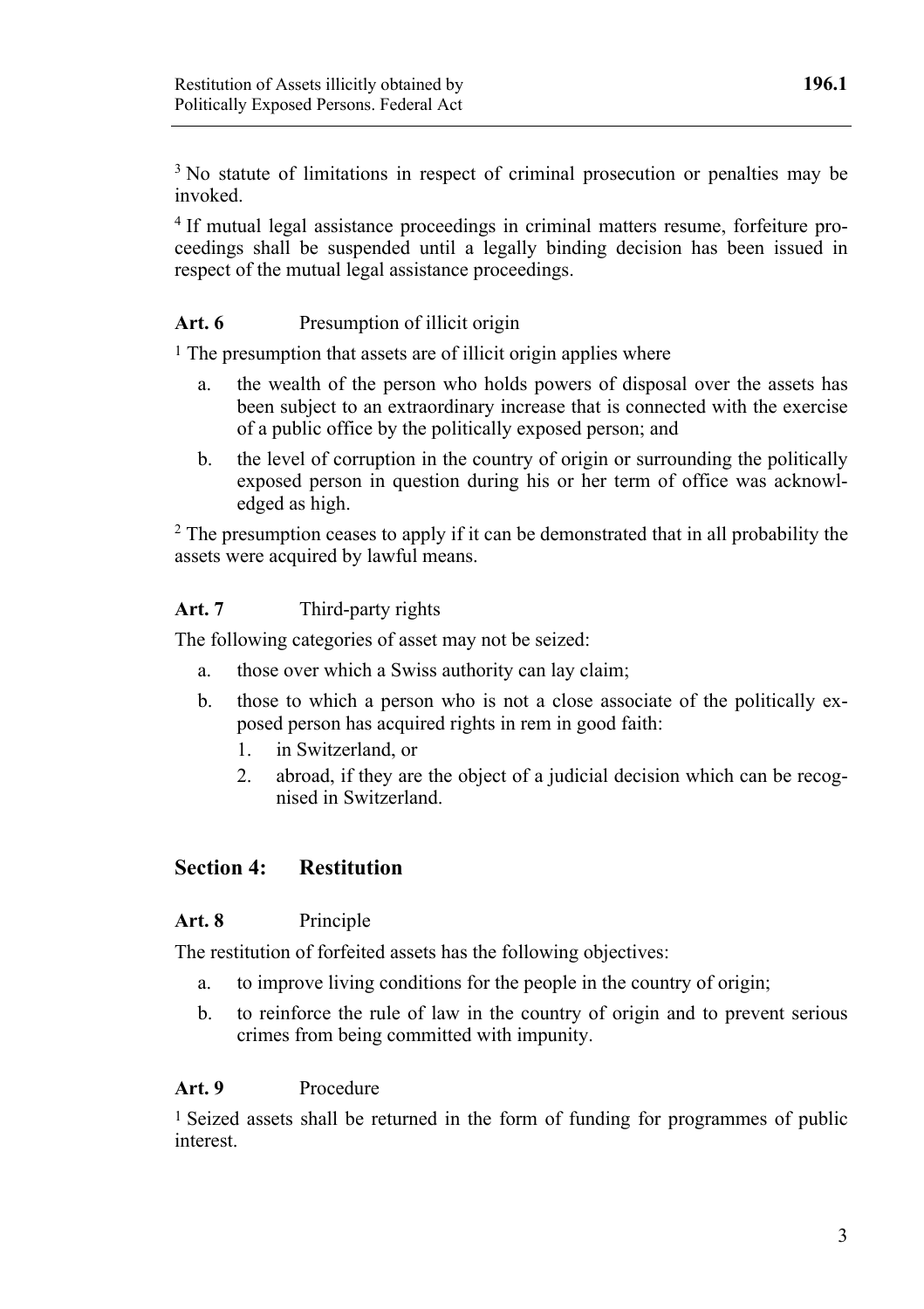[3] No statute of limitations in respect of criminal prosecution or penalties may be invoked.

[4] If mutual legal assistance proceedings in criminal matters resume, forfeiture proceedings shall be suspended until a legally binding decision has been issued in respect of the mutual legal assistance proceedings.

**Art. 6** Presumption of illicit origin

[1] The presumption that assets are of illicit origin applies where

a. the wealth of the person who holds powers of disposal over the assets has been subject to an extraordinary increase that is connected with the exercise of a public office by the politically exposed person; and

b. the level of corruption in the country of origin or surrounding the politically exposed person in question during his or her term of office was acknowledged as high.

[2] The presumption ceases to apply if it can be demonstrated that in all probability the assets were acquired by lawful means.

**Art. 7** Third-party rights

The following categories of asset may not be seized:

a. those over which a Swiss authority can lay claim;

b. those to which a person who is not a close associate of the politically exposed person has acquired rights in rem in good faith:
   1. in Switzerland, or
   2. abroad, if they are the object of a judicial decision which can be recognised in Switzerland.

## Section 4: Restitution

**Art. 8** Principle

The restitution of forfeited assets has the following objectives:

a. to improve living conditions for the people in the country of origin;

b. to reinforce the rule of law in the country of origin and to prevent serious crimes from being committed with impunity.

**Art. 9** Procedure

[1] Seized assets shall be returned in the form of funding for programmes of public interest.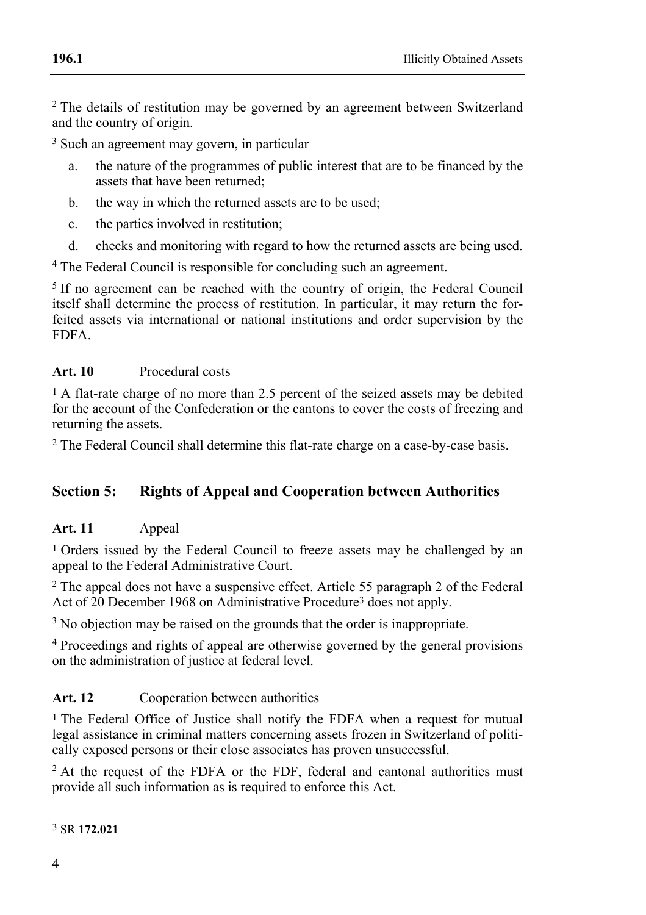[2] The details of restitution may be governed by an agreement between Switzerland and the country of origin.

[3] Such an agreement may govern, in particular

a. the nature of the programmes of public interest that are to be financed by the assets that have been returned;
b. the way in which the returned assets are to be used;
c. the parties involved in restitution;
d. checks and monitoring with regard to how the returned assets are being used.

[4] The Federal Council is responsible for concluding such an agreement.

[5] If no agreement can be reached with the country of origin, the Federal Council itself shall determine the process of restitution. In particular, it may return the forfeited assets via international or national institutions and order supervision by the FDFA.

**Art. 10** Procedural costs

[1] A flat-rate charge of no more than 2.5 percent of the seized assets may be debited for the account of the Confederation or the cantons to cover the costs of freezing and returning the assets.

[2] The Federal Council shall determine this flat-rate charge on a case-by-case basis.

## Section 5: Rights of Appeal and Cooperation between Authorities

**Art. 11** Appeal

[1] Orders issued by the Federal Council to freeze assets may be challenged by an appeal to the Federal Administrative Court.

[2] The appeal does not have a suspensive effect. Article 55 paragraph 2 of the Federal Act of 20 December 1968 on Administrative Procedure[3] does not apply.

[3] No objection may be raised on the grounds that the order is inappropriate.

[4] Proceedings and rights of appeal are otherwise governed by the general provisions on the administration of justice at federal level.

**Art. 12** Cooperation between authorities

[1] The Federal Office of Justice shall notify the FDFA when a request for mutual legal assistance in criminal matters concerning assets frozen in Switzerland of politically exposed persons or their close associates has proven unsuccessful.

[2] At the request of the FDFA or the FDF, federal and cantonal authorities must provide all such information as is required to enforce this Act.

[3] SR **172.021**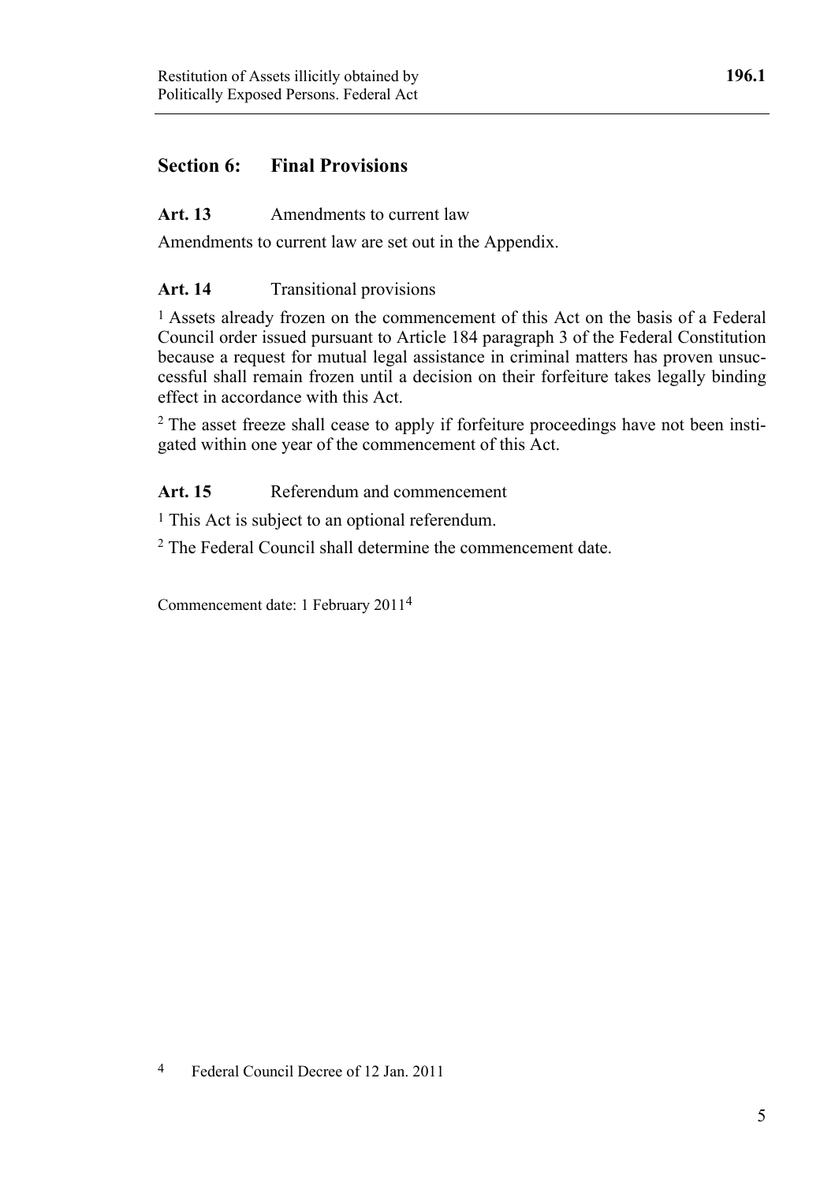## Section 6: Final Provisions

**Art. 13** Amendments to current law

Amendments to current law are set out in the Appendix.

**Art. 14** Transitional provisions

[1] Assets already frozen on the commencement of this Act on the basis of a Federal Council order issued pursuant to Article 184 paragraph 3 of the Federal Constitution because a request for mutual legal assistance in criminal matters has proven unsuccessful shall remain frozen until a decision on their forfeiture takes legally binding effect in accordance with this Act.

[2] The asset freeze shall cease to apply if forfeiture proceedings have not been instigated within one year of the commencement of this Act.

**Art. 15** Referendum and commencement

[1] This Act is subject to an optional referendum.

[2] The Federal Council shall determine the commencement date.

Commencement date: 1 February 2011[4]

[4] Federal Council Decree of 12 Jan. 2011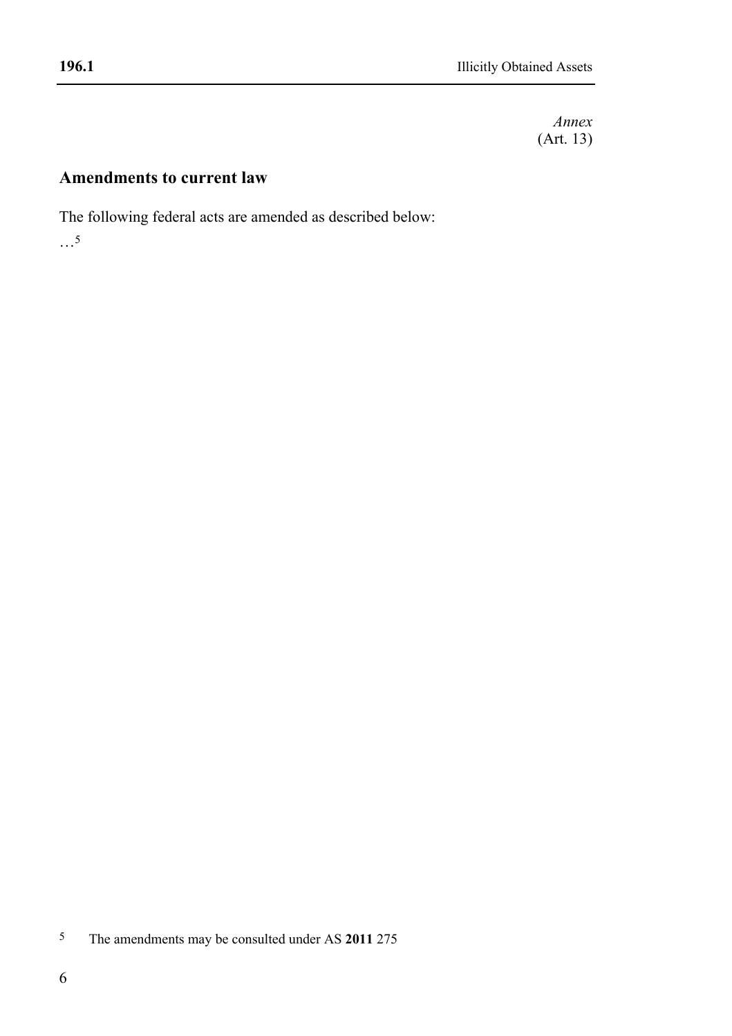*Annex*
(Art. 13)

## Amendments to current law

The following federal acts are amended as described below:

…[5]

[5] The amendments may be consulted under AS **2011** 275